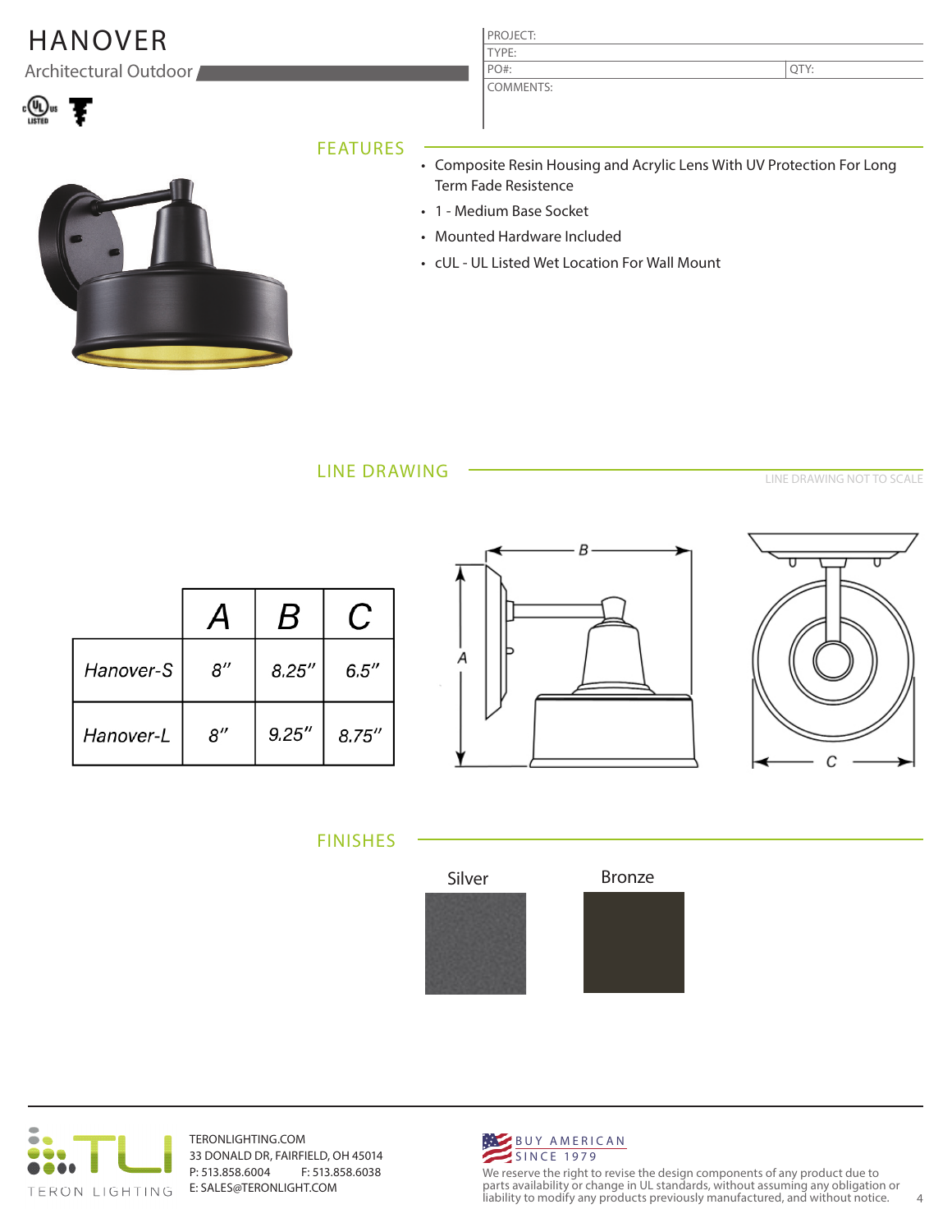# HANOVER

Architectural Outdoor

| PROJECT: | |
|---|---|
| TYPE: | |
| PO#: | QTY: |
| COMMENTS: | |

## FEATURES

- Composite Resin Housing and Acrylic Lens With UV Protection For Long Term Fade Resistence
- 1 - Medium Base Socket
- Mounted Hardware Included
- cUL - UL Listed Wet Location For Wall Mount

## LINE DRAWING

LINE DRAWING NOT TO SCALE

| | A | B | C |
|---|---|---|---|
| Hanover-S | 8" | 8.25" | 6.5" |
| Hanover-L | 8" | 9.25" | 8.75" |

## FINISHES

Silver

Bronze

TERON LIGHTING

TERONLIGHTING.COM
33 DONALD DR, FAIRFIELD, OH 45014
P: 513.858.6004 F: 513.858.6038
E: SALES@TERONLIGHT.COM

BUY AMERICAN SINCE 1979

We reserve the right to revise the design components of any product due to parts availability or change in UL standards, without assuming any obligation or liability to modify any products previously manufactured, and without notice.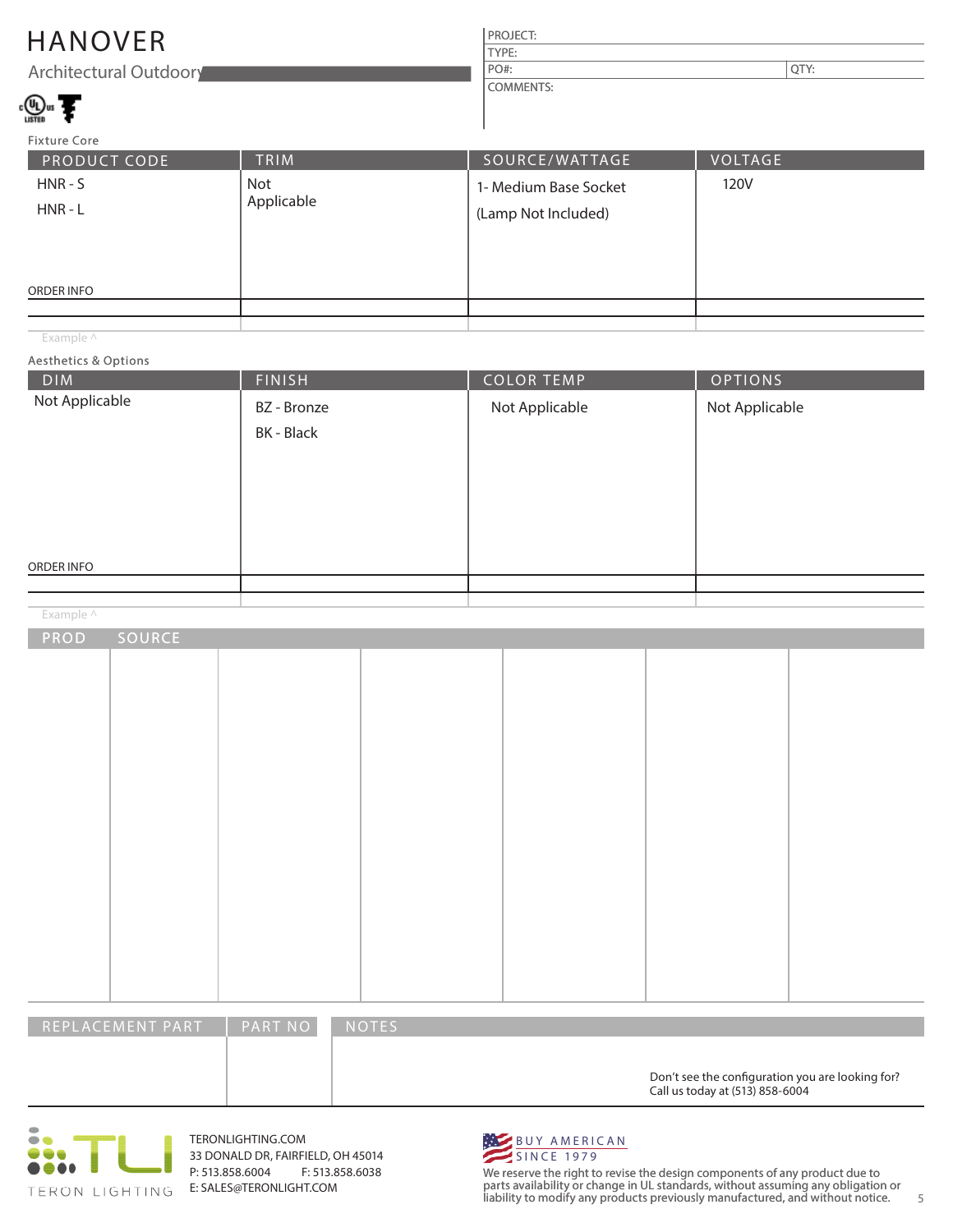# HANOVER

Architectural Outdoor

| PROJECT: | |
|---|---|
| TYPE: | |
| PO#: | QTY: |
| COMMENTS: | |

Fixture Core

| PRODUCT CODE | TRIM | SOURCE/WATTAGE | VOLTAGE |
|---|---|---|---|
| HNR - S<br>HNR - L | Not Applicable | 1- Medium Base Socket<br>(Lamp Not Included) | 120V |
| ORDER INFO | | | |
| | | | |

Example ^

Aesthetics & Options

| DIM | FINISH | COLOR TEMP | OPTIONS |
|---|---|---|---|
| Not Applicable | BZ - Bronze<br>BK - Black | Not Applicable | Not Applicable |
| ORDER INFO | | | |
| | | | |

Example ^

| PROD | SOURCE | | | | | |
|---|---|---|---|---|---|---|
| | | | | | | |

| REPLACEMENT PART | PART NO | NOTES |
|---|---|---|
| | | Don't see the configuration you are looking for?<br>Call us today at (513) 858-6004 |

TERON LIGHTING

TERONLIGHTING.COM
33 DONALD DR, FAIRFIELD, OH 45014
P: 513.858.6004 F: 513.858.6038
E: SALES@TERONLIGHT.COM

BUY AMERICAN
SINCE 1979

We reserve the right to revise the design components of any product due to parts availability or change in UL standards, without assuming any obligation or liability to modify any products previously manufactured, and without notice.